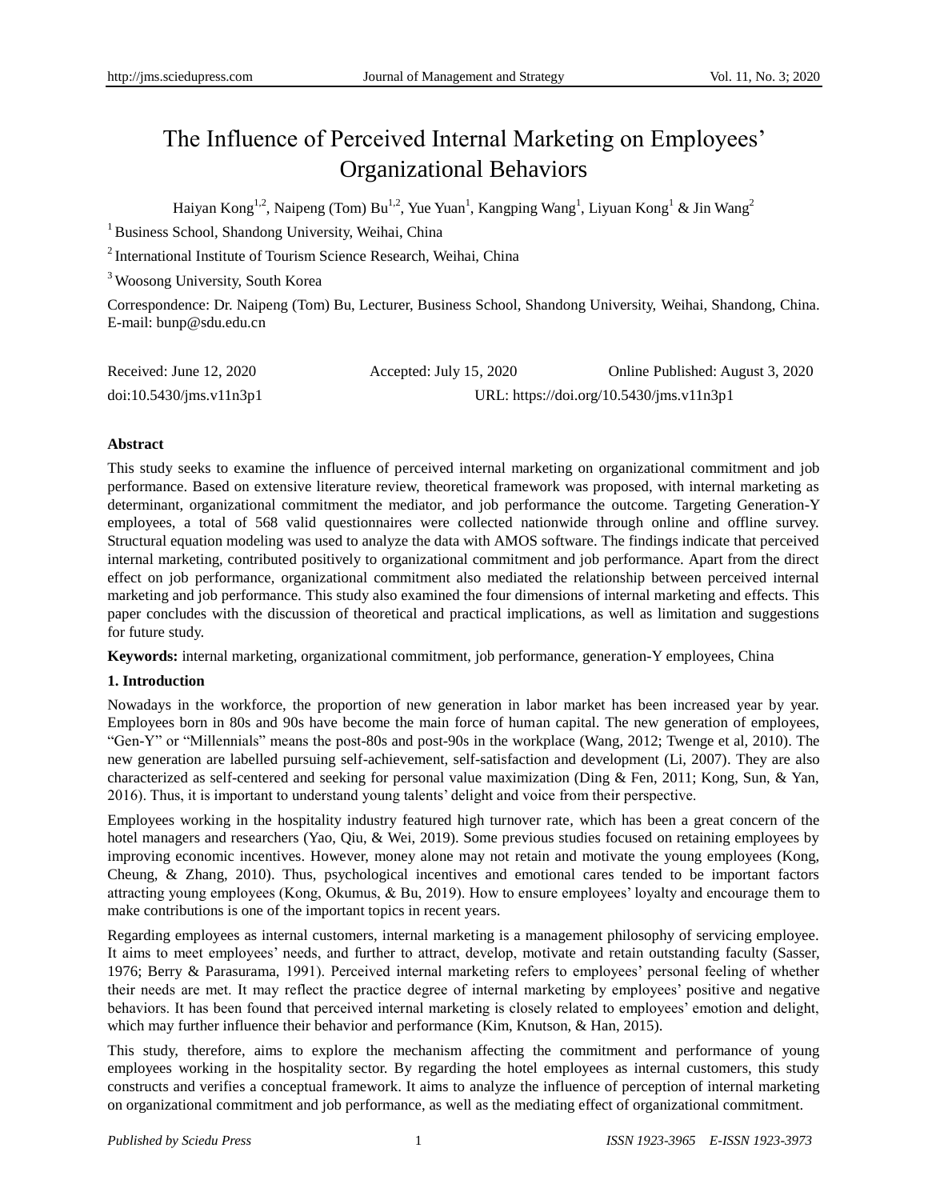# The Influence of Perceived Internal Marketing on Employees' Organizational Behaviors

Haiyan Kong[1,2], Naipeng (Tom) Bu[1,2], Yue Yuan[1], Kangping Wang[1], Liyuan Kong[1] & Jin Wang[2]

[1] Business School, Shandong University, Weihai, China

[2] International Institute of Tourism Science Research, Weihai, China

[3] Woosong University, South Korea

Correspondence: Dr. Naipeng (Tom) Bu, Lecturer, Business School, Shandong University, Weihai, Shandong, China. E-mail: bunp@sdu.edu.cn

Received: June 12, 2020 Accepted: July 15, 2020 Online Published: August 3, 2020

doi:10.5430/jms.v11n3p1 URL: https://doi.org/10.5430/jms.v11n3p1

**Abstract**

This study seeks to examine the influence of perceived internal marketing on organizational commitment and job performance. Based on extensive literature review, theoretical framework was proposed, with internal marketing as determinant, organizational commitment the mediator, and job performance the outcome. Targeting Generation-Y employees, a total of 568 valid questionnaires were collected nationwide through online and offline survey. Structural equation modeling was used to analyze the data with AMOS software. The findings indicate that perceived internal marketing, contributed positively to organizational commitment and job performance. Apart from the direct effect on job performance, organizational commitment also mediated the relationship between perceived internal marketing and job performance. This study also examined the four dimensions of internal marketing and effects. This paper concludes with the discussion of theoretical and practical implications, as well as limitation and suggestions for future study.

**Keywords:** internal marketing, organizational commitment, job performance, generation-Y employees, China

## 1. Introduction

Nowadays in the workforce, the proportion of new generation in labor market has been increased year by year. Employees born in 80s and 90s have become the main force of human capital. The new generation of employees, "Gen-Y" or "Millennials" means the post-80s and post-90s in the workplace (Wang, 2012; Twenge et al, 2010). The new generation are labelled pursuing self-achievement, self-satisfaction and development (Li, 2007). They are also characterized as self-centered and seeking for personal value maximization (Ding & Fen, 2011; Kong, Sun, & Yan, 2016). Thus, it is important to understand young talents' delight and voice from their perspective.

Employees working in the hospitality industry featured high turnover rate, which has been a great concern of the hotel managers and researchers (Yao, Qiu, & Wei, 2019). Some previous studies focused on retaining employees by improving economic incentives. However, money alone may not retain and motivate the young employees (Kong, Cheung, & Zhang, 2010). Thus, psychological incentives and emotional cares tended to be important factors attracting young employees (Kong, Okumus, & Bu, 2019). How to ensure employees' loyalty and encourage them to make contributions is one of the important topics in recent years.

Regarding employees as internal customers, internal marketing is a management philosophy of servicing employee. It aims to meet employees' needs, and further to attract, develop, motivate and retain outstanding faculty (Sasser, 1976; Berry & Parasurama, 1991). Perceived internal marketing refers to employees' personal feeling of whether their needs are met. It may reflect the practice degree of internal marketing by employees' positive and negative behaviors. It has been found that perceived internal marketing is closely related to employees' emotion and delight, which may further influence their behavior and performance (Kim, Knutson, & Han, 2015).

This study, therefore, aims to explore the mechanism affecting the commitment and performance of young employees working in the hospitality sector. By regarding the hotel employees as internal customers, this study constructs and verifies a conceptual framework. It aims to analyze the influence of perception of internal marketing on organizational commitment and job performance, as well as the mediating effect of organizational commitment.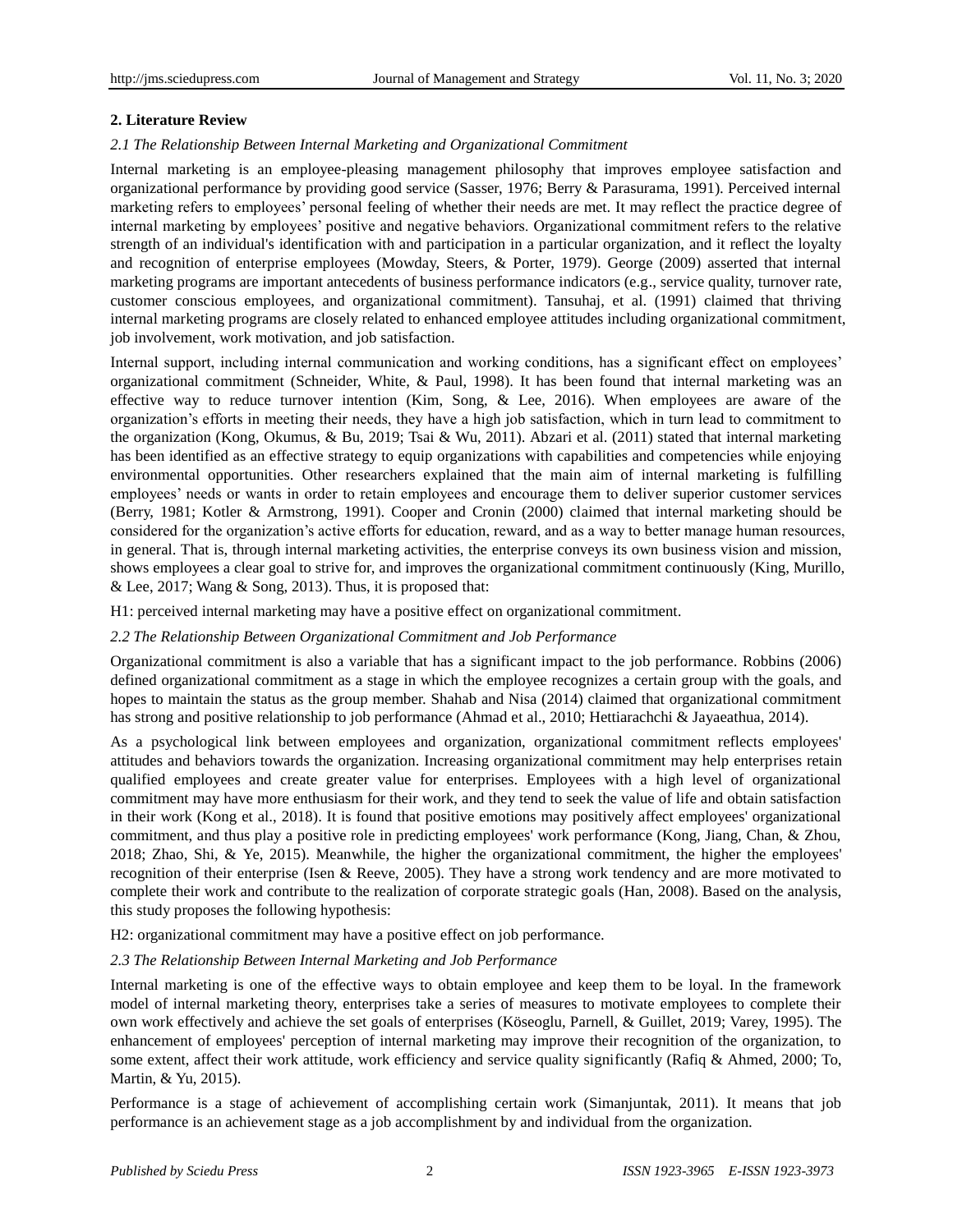## 2. Literature Review

### *2.1 The Relationship Between Internal Marketing and Organizational Commitment*

Internal marketing is an employee-pleasing management philosophy that improves employee satisfaction and organizational performance by providing good service (Sasser, 1976; Berry & Parasurama, 1991). Perceived internal marketing refers to employees' personal feeling of whether their needs are met. It may reflect the practice degree of internal marketing by employees' positive and negative behaviors. Organizational commitment refers to the relative strength of an individual's identification with and participation in a particular organization, and it reflect the loyalty and recognition of enterprise employees (Mowday, Steers, & Porter, 1979). George (2009) asserted that internal marketing programs are important antecedents of business performance indicators (e.g., service quality, turnover rate, customer conscious employees, and organizational commitment). Tansuhaj, et al. (1991) claimed that thriving internal marketing programs are closely related to enhanced employee attitudes including organizational commitment, job involvement, work motivation, and job satisfaction.

Internal support, including internal communication and working conditions, has a significant effect on employees' organizational commitment (Schneider, White, & Paul, 1998). It has been found that internal marketing was an effective way to reduce turnover intention (Kim, Song, & Lee, 2016). When employees are aware of the organization's efforts in meeting their needs, they have a high job satisfaction, which in turn lead to commitment to the organization (Kong, Okumus, & Bu, 2019; Tsai & Wu, 2011). Abzari et al. (2011) stated that internal marketing has been identified as an effective strategy to equip organizations with capabilities and competencies while enjoying environmental opportunities. Other researchers explained that the main aim of internal marketing is fulfilling employees' needs or wants in order to retain employees and encourage them to deliver superior customer services (Berry, 1981; Kotler & Armstrong, 1991). Cooper and Cronin (2000) claimed that internal marketing should be considered for the organization's active efforts for education, reward, and as a way to better manage human resources, in general. That is, through internal marketing activities, the enterprise conveys its own business vision and mission, shows employees a clear goal to strive for, and improves the organizational commitment continuously (King, Murillo, & Lee, 2017; Wang & Song, 2013). Thus, it is proposed that:

H1: perceived internal marketing may have a positive effect on organizational commitment.

### *2.2 The Relationship Between Organizational Commitment and Job Performance*

Organizational commitment is also a variable that has a significant impact to the job performance. Robbins (2006) defined organizational commitment as a stage in which the employee recognizes a certain group with the goals, and hopes to maintain the status as the group member. Shahab and Nisa (2014) claimed that organizational commitment has strong and positive relationship to job performance (Ahmad et al., 2010; Hettiarachchi & Jayaeathua, 2014).

As a psychological link between employees and organization, organizational commitment reflects employees' attitudes and behaviors towards the organization. Increasing organizational commitment may help enterprises retain qualified employees and create greater value for enterprises. Employees with a high level of organizational commitment may have more enthusiasm for their work, and they tend to seek the value of life and obtain satisfaction in their work (Kong et al., 2018). It is found that positive emotions may positively affect employees' organizational commitment, and thus play a positive role in predicting employees' work performance (Kong, Jiang, Chan, & Zhou, 2018; Zhao, Shi, & Ye, 2015). Meanwhile, the higher the organizational commitment, the higher the employees' recognition of their enterprise (Isen & Reeve, 2005). They have a strong work tendency and are more motivated to complete their work and contribute to the realization of corporate strategic goals (Han, 2008). Based on the analysis, this study proposes the following hypothesis:

H2: organizational commitment may have a positive effect on job performance.

### *2.3 The Relationship Between Internal Marketing and Job Performance*

Internal marketing is one of the effective ways to obtain employee and keep them to be loyal. In the framework model of internal marketing theory, enterprises take a series of measures to motivate employees to complete their own work effectively and achieve the set goals of enterprises (Köseoglu, Parnell, & Guillet, 2019; Varey, 1995). The enhancement of employees' perception of internal marketing may improve their recognition of the organization, to some extent, affect their work attitude, work efficiency and service quality significantly (Rafiq & Ahmed, 2000; To, Martin, & Yu, 2015).

Performance is a stage of achievement of accomplishing certain work (Simanjuntak, 2011). It means that job performance is an achievement stage as a job accomplishment by and individual from the organization.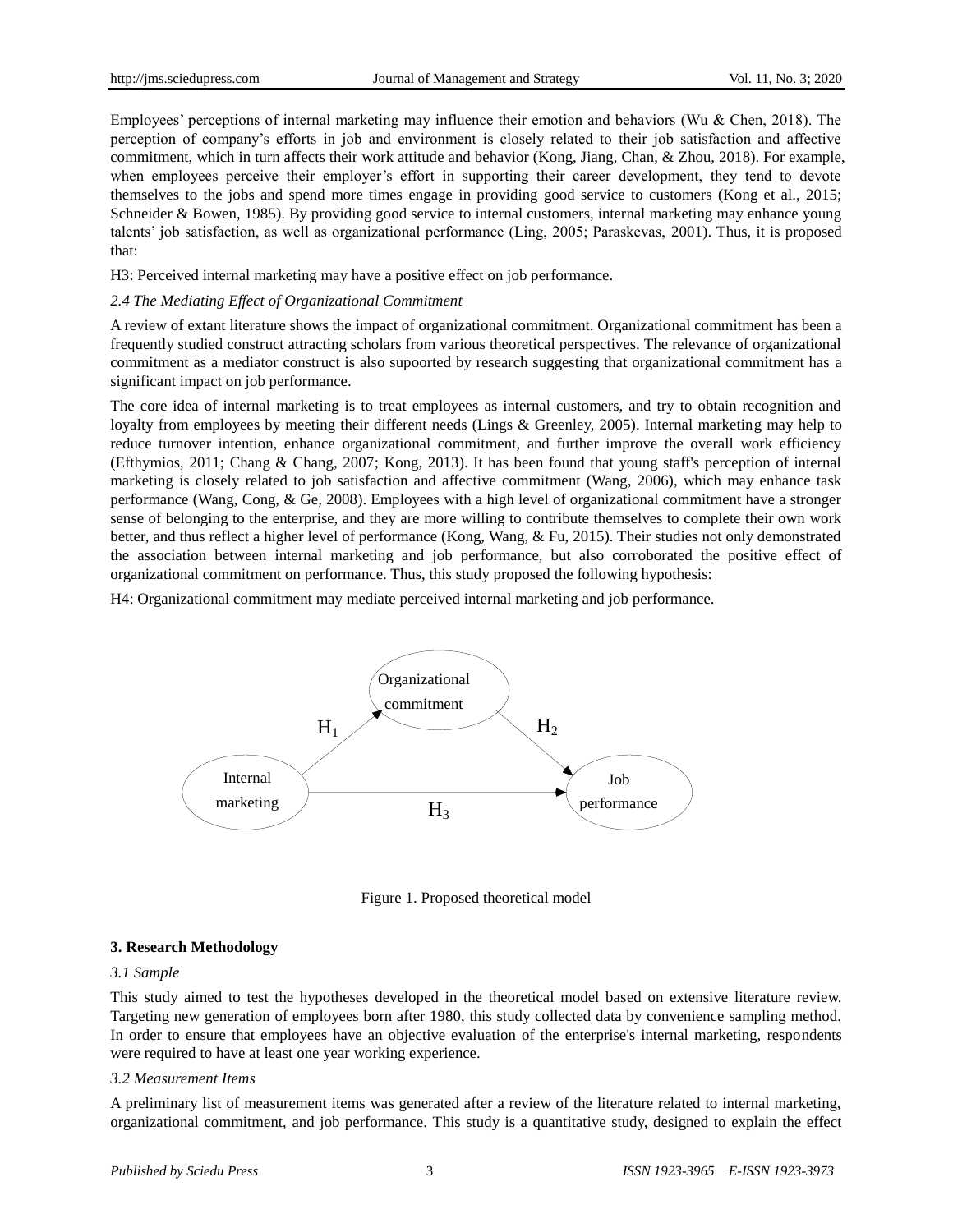Employees' perceptions of internal marketing may influence their emotion and behaviors (Wu & Chen, 2018). The perception of company's efforts in job and environment is closely related to their job satisfaction and affective commitment, which in turn affects their work attitude and behavior (Kong, Jiang, Chan, & Zhou, 2018). For example, when employees perceive their employer's effort in supporting their career development, they tend to devote themselves to the jobs and spend more times engage in providing good service to customers (Kong et al., 2015; Schneider & Bowen, 1985). By providing good service to internal customers, internal marketing may enhance young talents' job satisfaction, as well as organizational performance (Ling, 2005; Paraskevas, 2001). Thus, it is proposed that:

H3: Perceived internal marketing may have a positive effect on job performance.

### *2.4 The Mediating Effect of Organizational Commitment*

A review of extant literature shows the impact of organizational commitment. Organizational commitment has been a frequently studied construct attracting scholars from various theoretical perspectives. The relevance of organizational commitment as a mediator construct is also supoorted by research suggesting that organizational commitment has a significant impact on job performance.

The core idea of internal marketing is to treat employees as internal customers, and try to obtain recognition and loyalty from employees by meeting their different needs (Lings & Greenley, 2005). Internal marketing may help to reduce turnover intention, enhance organizational commitment, and further improve the overall work efficiency (Efthymios, 2011; Chang & Chang, 2007; Kong, 2013). It has been found that young staff's perception of internal marketing is closely related to job satisfaction and affective commitment (Wang, 2006), which may enhance task performance (Wang, Cong, & Ge, 2008). Employees with a high level of organizational commitment have a stronger sense of belonging to the enterprise, and they are more willing to contribute themselves to complete their own work better, and thus reflect a higher level of performance (Kong, Wang, & Fu, 2015). Their studies not only demonstrated the association between internal marketing and job performance, but also corroborated the positive effect of organizational commitment on performance. Thus, this study proposed the following hypothesis:

H4: Organizational commitment may mediate perceived internal marketing and job performance.

Organizational commitment

$H_1$ $H_2$

Internal marketing — $H_3$ — Job performance

Figure 1. Proposed theoretical model

## 3. Research Methodology

### *3.1 Sample*

This study aimed to test the hypotheses developed in the theoretical model based on extensive literature review. Targeting new generation of employees born after 1980, this study collected data by convenience sampling method. In order to ensure that employees have an objective evaluation of the enterprise's internal marketing, respondents were required to have at least one year working experience.

### *3.2 Measurement Items*

A preliminary list of measurement items was generated after a review of the literature related to internal marketing, organizational commitment, and job performance. This study is a quantitative study, designed to explain the effect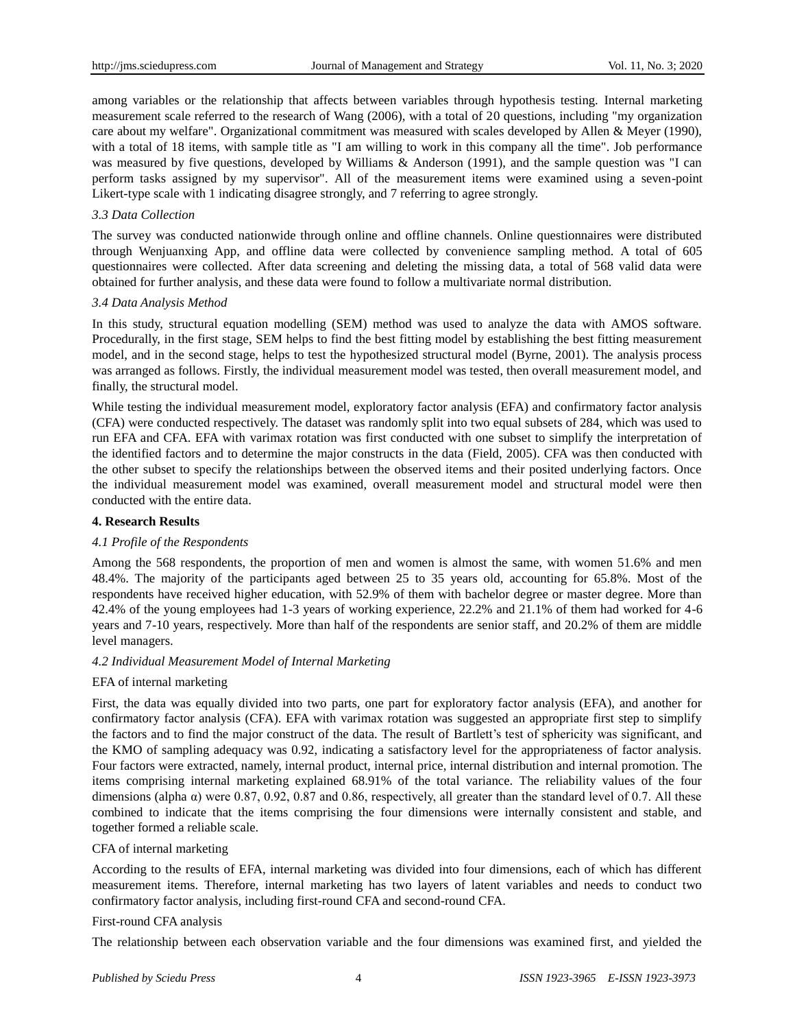among variables or the relationship that affects between variables through hypothesis testing. Internal marketing measurement scale referred to the research of Wang (2006), with a total of 20 questions, including "my organization care about my welfare". Organizational commitment was measured with scales developed by Allen & Meyer (1990), with a total of 18 items, with sample title as "I am willing to work in this company all the time". Job performance was measured by five questions, developed by Williams & Anderson (1991), and the sample question was "I can perform tasks assigned by my supervisor". All of the measurement items were examined using a seven-point Likert-type scale with 1 indicating disagree strongly, and 7 referring to agree strongly.

### *3.3 Data Collection*

The survey was conducted nationwide through online and offline channels. Online questionnaires were distributed through Wenjuanxing App, and offline data were collected by convenience sampling method. A total of 605 questionnaires were collected. After data screening and deleting the missing data, a total of 568 valid data were obtained for further analysis, and these data were found to follow a multivariate normal distribution.

### *3.4 Data Analysis Method*

In this study, structural equation modelling (SEM) method was used to analyze the data with AMOS software. Procedurally, in the first stage, SEM helps to find the best fitting model by establishing the best fitting measurement model, and in the second stage, helps to test the hypothesized structural model (Byrne, 2001). The analysis process was arranged as follows. Firstly, the individual measurement model was tested, then overall measurement model, and finally, the structural model.

While testing the individual measurement model, exploratory factor analysis (EFA) and confirmatory factor analysis (CFA) were conducted respectively. The dataset was randomly split into two equal subsets of 284, which was used to run EFA and CFA. EFA with varimax rotation was first conducted with one subset to simplify the interpretation of the identified factors and to determine the major constructs in the data (Field, 2005). CFA was then conducted with the other subset to specify the relationships between the observed items and their posited underlying factors. Once the individual measurement model was examined, overall measurement model and structural model were then conducted with the entire data.

## **4. Research Results**

### *4.1 Profile of the Respondents*

Among the 568 respondents, the proportion of men and women is almost the same, with women 51.6% and men 48.4%. The majority of the participants aged between 25 to 35 years old, accounting for 65.8%. Most of the respondents have received higher education, with 52.9% of them with bachelor degree or master degree. More than 42.4% of the young employees had 1-3 years of working experience, 22.2% and 21.1% of them had worked for 4-6 years and 7-10 years, respectively. More than half of the respondents are senior staff, and 20.2% of them are middle level managers.

### *4.2 Individual Measurement Model of Internal Marketing*

EFA of internal marketing

First, the data was equally divided into two parts, one part for exploratory factor analysis (EFA), and another for confirmatory factor analysis (CFA). EFA with varimax rotation was suggested an appropriate first step to simplify the factors and to find the major construct of the data. The result of Bartlett's test of sphericity was significant, and the KMO of sampling adequacy was 0.92, indicating a satisfactory level for the appropriateness of factor analysis. Four factors were extracted, namely, internal product, internal price, internal distribution and internal promotion. The items comprising internal marketing explained 68.91% of the total variance. The reliability values of the four dimensions (alpha α) were 0.87, 0.92, 0.87 and 0.86, respectively, all greater than the standard level of 0.7. All these combined to indicate that the items comprising the four dimensions were internally consistent and stable, and together formed a reliable scale.

CFA of internal marketing

According to the results of EFA, internal marketing was divided into four dimensions, each of which has different measurement items. Therefore, internal marketing has two layers of latent variables and needs to conduct two confirmatory factor analysis, including first-round CFA and second-round CFA.

First-round CFA analysis

The relationship between each observation variable and the four dimensions was examined first, and yielded the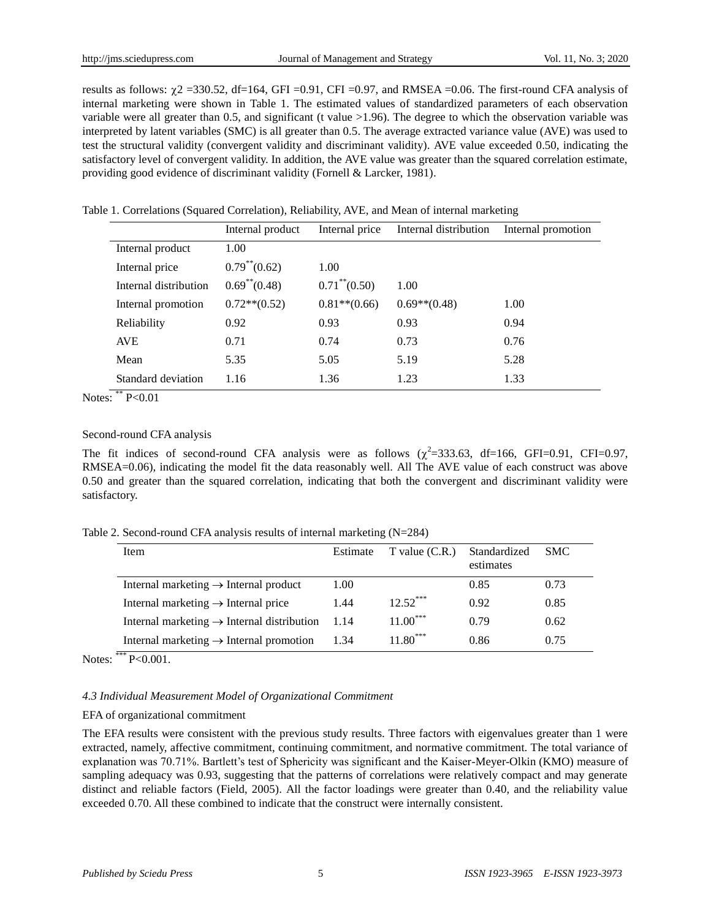results as follows: $\chi2$ =330.52, df=164, GFI =0.91, CFI =0.97, and RMSEA =0.06. The first-round CFA analysis of internal marketing were shown in Table 1. The estimated values of standardized parameters of each observation variable were all greater than 0.5, and significant (t value >1.96). The degree to which the observation variable was interpreted by latent variables (SMC) is all greater than 0.5. The average extracted variance value (AVE) was used to test the structural validity (convergent validity and discriminant validity). AVE value exceeded 0.50, indicating the satisfactory level of convergent validity. In addition, the AVE value was greater than the squared correlation estimate, providing good evidence of discriminant validity (Fornell & Larcker, 1981).

Table 1. Correlations (Squared Correlation), Reliability, AVE, and Mean of internal marketing

| | Internal product | Internal price | Internal distribution | Internal promotion |
|---|---|---|---|---|
| Internal product | 1.00 | | | |
| Internal price | $0.79^{**}$(0.62) | 1.00 | | |
| Internal distribution | $0.69^{**}$(0.48) | $0.71^{**}$(0.50) | 1.00 | |
| Internal promotion | 0.72**(0.52) | 0.81**(0.66) | 0.69**(0.48) | 1.00 |
| Reliability | 0.92 | 0.93 | 0.93 | 0.94 |
| AVE | 0.71 | 0.74 | 0.73 | 0.76 |
| Mean | 5.35 | 5.05 | 5.19 | 5.28 |
| Standard deviation | 1.16 | 1.36 | 1.23 | 1.33 |

Notes: ** P<0.01

Second-round CFA analysis

The fit indices of second-round CFA analysis were as follows ($\chi^2$=333.63, df=166, GFI=0.91, CFI=0.97, RMSEA=0.06), indicating the model fit the data reasonably well. All The AVE value of each construct was above 0.50 and greater than the squared correlation, indicating that both the convergent and discriminant validity were satisfactory.

Table 2. Second-round CFA analysis results of internal marketing (N=284)

| Item | Estimate | T value (C.R.) | Standardized estimates | SMC |
|---|---|---|---|---|
| Internal marketing → Internal product | 1.00 | | 0.85 | 0.73 |
| Internal marketing → Internal price | 1.44 | $12.52^{***}$ | 0.92 | 0.85 |
| Internal marketing → Internal distribution | 1.14 | $11.00^{***}$ | 0.79 | 0.62 |
| Internal marketing → Internal promotion | 1.34 | $11.80^{***}$ | 0.86 | 0.75 |

Notes: *** P<0.001.

### *4.3 Individual Measurement Model of Organizational Commitment*

EFA of organizational commitment

The EFA results were consistent with the previous study results. Three factors with eigenvalues greater than 1 were extracted, namely, affective commitment, continuing commitment, and normative commitment. The total variance of explanation was 70.71%. Bartlett's test of Sphericity was significant and the Kaiser-Meyer-Olkin (KMO) measure of sampling adequacy was 0.93, suggesting that the patterns of correlations were relatively compact and may generate distinct and reliable factors (Field, 2005). All the factor loadings were greater than 0.40, and the reliability value exceeded 0.70. All these combined to indicate that the construct were internally consistent.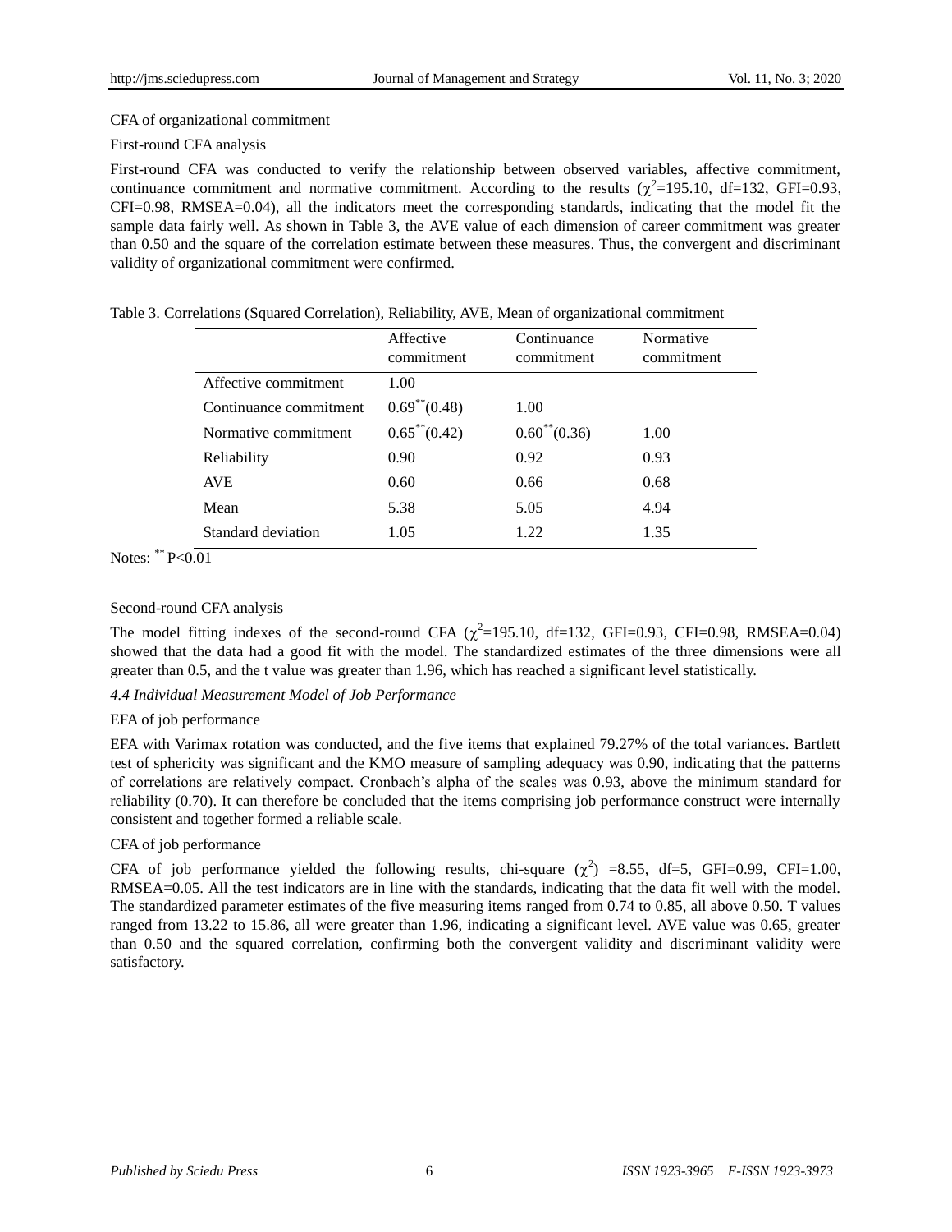CFA of organizational commitment

First-round CFA analysis

First-round CFA was conducted to verify the relationship between observed variables, affective commitment, continuance commitment and normative commitment. According to the results ($\chi^2$=195.10, df=132, GFI=0.93, CFI=0.98, RMSEA=0.04), all the indicators meet the corresponding standards, indicating that the model fit the sample data fairly well. As shown in Table 3, the AVE value of each dimension of career commitment was greater than 0.50 and the square of the correlation estimate between these measures. Thus, the convergent and discriminant validity of organizational commitment were confirmed.

Table 3. Correlations (Squared Correlation), Reliability, AVE, Mean of organizational commitment

| | Affective commitment | Continuance commitment | Normative commitment |
|---|---|---|---|
| Affective commitment | 1.00 | | |
| Continuance commitment | $0.69^{**}$(0.48) | 1.00 | |
| Normative commitment | $0.65^{**}$(0.42) | $0.60^{**}$(0.36) | 1.00 |
| Reliability | 0.90 | 0.92 | 0.93 |
| AVE | 0.60 | 0.66 | 0.68 |
| Mean | 5.38 | 5.05 | 4.94 |
| Standard deviation | 1.05 | 1.22 | 1.35 |

Notes: $^{**}$ P<0.01

Second-round CFA analysis

The model fitting indexes of the second-round CFA ($\chi^2$=195.10, df=132, GFI=0.93, CFI=0.98, RMSEA=0.04) showed that the data had a good fit with the model. The standardized estimates of the three dimensions were all greater than 0.5, and the t value was greater than 1.96, which has reached a significant level statistically.

### *4.4 Individual Measurement Model of Job Performance*

EFA of job performance

EFA with Varimax rotation was conducted, and the five items that explained 79.27% of the total variances. Bartlett test of sphericity was significant and the KMO measure of sampling adequacy was 0.90, indicating that the patterns of correlations are relatively compact. Cronbach's alpha of the scales was 0.93, above the minimum standard for reliability (0.70). It can therefore be concluded that the items comprising job performance construct were internally consistent and together formed a reliable scale.

CFA of job performance

CFA of job performance yielded the following results, chi-square ($\chi^2$) =8.55, df=5, GFI=0.99, CFI=1.00, RMSEA=0.05. All the test indicators are in line with the standards, indicating that the data fit well with the model. The standardized parameter estimates of the five measuring items ranged from 0.74 to 0.85, all above 0.50. T values ranged from 13.22 to 15.86, all were greater than 1.96, indicating a significant level. AVE value was 0.65, greater than 0.50 and the squared correlation, confirming both the convergent validity and discriminant validity were satisfactory.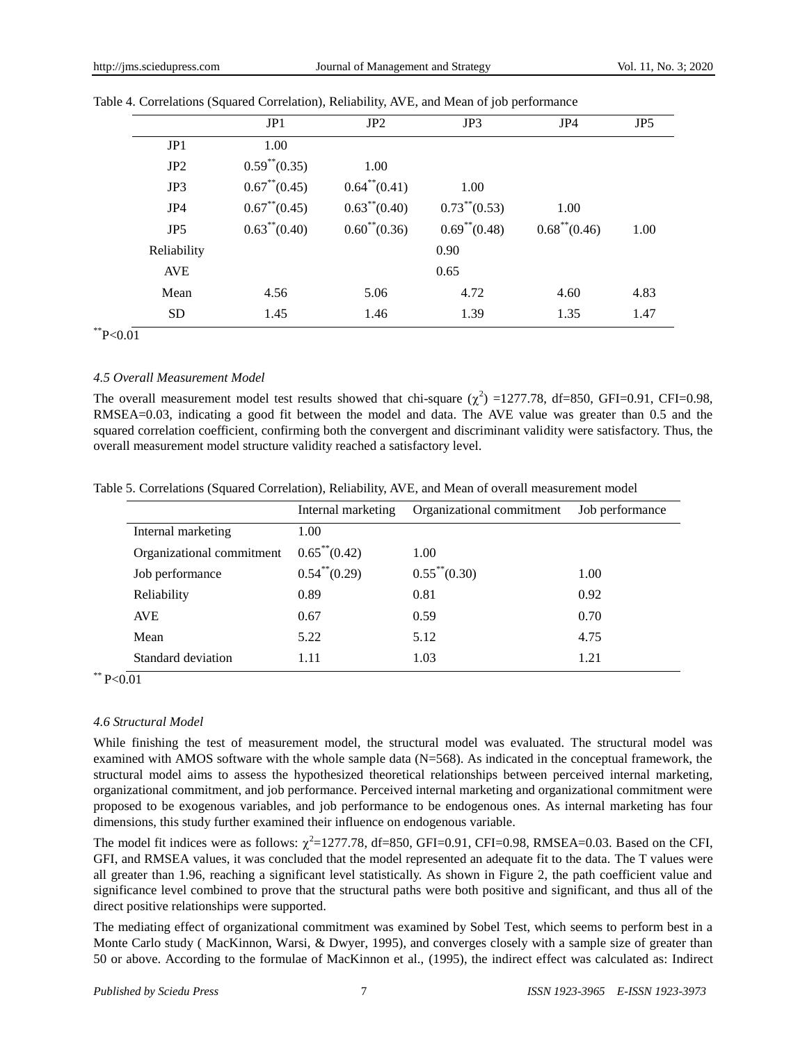Table 4. Correlations (Squared Correlation), Reliability, AVE, and Mean of job performance

| | JP1 | JP2 | JP3 | JP4 | JP5 |
|---|---|---|---|---|---|
| JP1 | 1.00 | | | | |
| JP2 | $0.59^{**}(0.35)$ | 1.00 | | | |
| JP3 | $0.67^{**}(0.45)$ | $0.64^{**}(0.41)$ | 1.00 | | |
| JP4 | $0.67^{**}(0.45)$ | $0.63^{**}(0.40)$ | $0.73^{**}(0.53)$ | 1.00 | |
| JP5 | $0.63^{**}(0.40)$ | $0.60^{**}(0.36)$ | $0.69^{**}(0.48)$ | $0.68^{**}(0.46)$ | 1.00 |
| Reliability | | | 0.90 | | |
| AVE | | | 0.65 | | |
| Mean | 4.56 | 5.06 | 4.72 | 4.60 | 4.83 |
| SD | 1.45 | 1.46 | 1.39 | 1.35 | 1.47 |

$^{**}P<0.01$

### *4.5 Overall Measurement Model*

The overall measurement model test results showed that chi-square ($\chi^2$) =1277.78, df=850, GFI=0.91, CFI=0.98, RMSEA=0.03, indicating a good fit between the model and data. The AVE value was greater than 0.5 and the squared correlation coefficient, confirming both the convergent and discriminant validity were satisfactory. Thus, the overall measurement model structure validity reached a satisfactory level.

Table 5. Correlations (Squared Correlation), Reliability, AVE, and Mean of overall measurement model

| | Internal marketing | Organizational commitment | Job performance |
|---|---|---|---|
| Internal marketing | 1.00 | | |
| Organizational commitment | $0.65^{**}(0.42)$ | 1.00 | |
| Job performance | $0.54^{**}(0.29)$ | $0.55^{**}(0.30)$ | 1.00 |
| Reliability | 0.89 | 0.81 | 0.92 |
| AVE | 0.67 | 0.59 | 0.70 |
| Mean | 5.22 | 5.12 | 4.75 |
| Standard deviation | 1.11 | 1.03 | 1.21 |

$^{**}$ P<0.01

### *4.6 Structural Model*

While finishing the test of measurement model, the structural model was evaluated. The structural model was examined with AMOS software with the whole sample data (N=568). As indicated in the conceptual framework, the structural model aims to assess the hypothesized theoretical relationships between perceived internal marketing, organizational commitment, and job performance. Perceived internal marketing and organizational commitment were proposed to be exogenous variables, and job performance to be endogenous ones. As internal marketing has four dimensions, this study further examined their influence on endogenous variable.

The model fit indices were as follows: $\chi^2$=1277.78, df=850, GFI=0.91, CFI=0.98, RMSEA=0.03. Based on the CFI, GFI, and RMSEA values, it was concluded that the model represented an adequate fit to the data. The T values were all greater than 1.96, reaching a significant level statistically. As shown in Figure 2, the path coefficient value and significance level combined to prove that the structural paths were both positive and significant, and thus all of the direct positive relationships were supported.

The mediating effect of organizational commitment was examined by Sobel Test, which seems to perform best in a Monte Carlo study ( MacKinnon, Warsi, & Dwyer, 1995), and converges closely with a sample size of greater than 50 or above. According to the formulae of MacKinnon et al., (1995), the indirect effect was calculated as: Indirect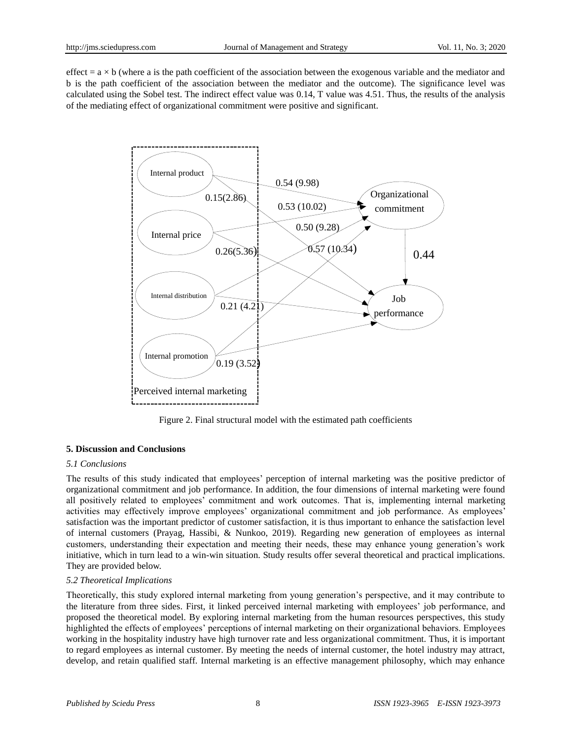effect = a × b (where a is the path coefficient of the association between the exogenous variable and the mediator and b is the path coefficient of the association between the mediator and the outcome). The significance level was calculated using the Sobel test. The indirect effect value was 0.14, T value was 4.51. Thus, the results of the analysis of the mediating effect of organizational commitment were positive and significant.

Figure 2. Final structural model with the estimated path coefficients

## 5. Discussion and Conclusions

### *5.1 Conclusions*

The results of this study indicated that employees' perception of internal marketing was the positive predictor of organizational commitment and job performance. In addition, the four dimensions of internal marketing were found all positively related to employees' commitment and work outcomes. That is, implementing internal marketing activities may effectively improve employees' organizational commitment and job performance. As employees' satisfaction was the important predictor of customer satisfaction, it is thus important to enhance the satisfaction level of internal customers (Prayag, Hassibi, & Nunkoo, 2019). Regarding new generation of employees as internal customers, understanding their expectation and meeting their needs, these may enhance young generation's work initiative, which in turn lead to a win-win situation. Study results offer several theoretical and practical implications. They are provided below.

### *5.2 Theoretical Implications*

Theoretically, this study explored internal marketing from young generation's perspective, and it may contribute to the literature from three sides. First, it linked perceived internal marketing with employees' job performance, and proposed the theoretical model. By exploring internal marketing from the human resources perspectives, this study highlighted the effects of employees' perceptions of internal marketing on their organizational behaviors. Employees working in the hospitality industry have high turnover rate and less organizational commitment. Thus, it is important to regard employees as internal customer. By meeting the needs of internal customer, the hotel industry may attract, develop, and retain qualified staff. Internal marketing is an effective management philosophy, which may enhance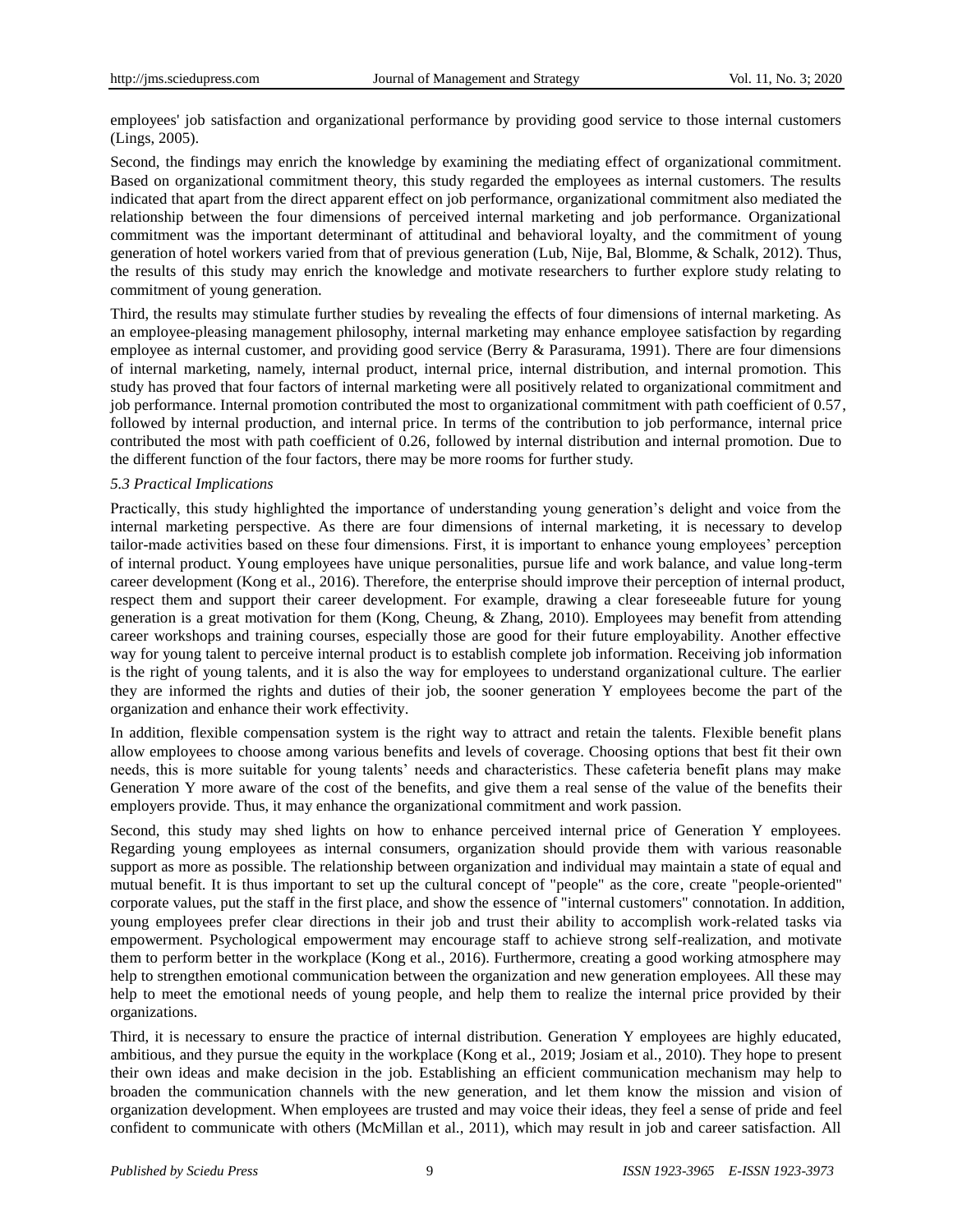employees' job satisfaction and organizational performance by providing good service to those internal customers (Lings, 2005).

Second, the findings may enrich the knowledge by examining the mediating effect of organizational commitment. Based on organizational commitment theory, this study regarded the employees as internal customers. The results indicated that apart from the direct apparent effect on job performance, organizational commitment also mediated the relationship between the four dimensions of perceived internal marketing and job performance. Organizational commitment was the important determinant of attitudinal and behavioral loyalty, and the commitment of young generation of hotel workers varied from that of previous generation (Lub, Nije, Bal, Blomme, & Schalk, 2012). Thus, the results of this study may enrich the knowledge and motivate researchers to further explore study relating to commitment of young generation.

Third, the results may stimulate further studies by revealing the effects of four dimensions of internal marketing. As an employee-pleasing management philosophy, internal marketing may enhance employee satisfaction by regarding employee as internal customer, and providing good service (Berry & Parasurama, 1991). There are four dimensions of internal marketing, namely, internal product, internal price, internal distribution, and internal promotion. This study has proved that four factors of internal marketing were all positively related to organizational commitment and job performance. Internal promotion contributed the most to organizational commitment with path coefficient of 0.57, followed by internal production, and internal price. In terms of the contribution to job performance, internal price contributed the most with path coefficient of 0.26, followed by internal distribution and internal promotion. Due to the different function of the four factors, there may be more rooms for further study.

### *5.3 Practical Implications*

Practically, this study highlighted the importance of understanding young generation's delight and voice from the internal marketing perspective. As there are four dimensions of internal marketing, it is necessary to develop tailor-made activities based on these four dimensions. First, it is important to enhance young employees' perception of internal product. Young employees have unique personalities, pursue life and work balance, and value long-term career development (Kong et al., 2016). Therefore, the enterprise should improve their perception of internal product, respect them and support their career development. For example, drawing a clear foreseeable future for young generation is a great motivation for them (Kong, Cheung, & Zhang, 2010). Employees may benefit from attending career workshops and training courses, especially those are good for their future employability. Another effective way for young talent to perceive internal product is to establish complete job information. Receiving job information is the right of young talents, and it is also the way for employees to understand organizational culture. The earlier they are informed the rights and duties of their job, the sooner generation Y employees become the part of the organization and enhance their work effectivity.

In addition, flexible compensation system is the right way to attract and retain the talents. Flexible benefit plans allow employees to choose among various benefits and levels of coverage. Choosing options that best fit their own needs, this is more suitable for young talents' needs and characteristics. These cafeteria benefit plans may make Generation Y more aware of the cost of the benefits, and give them a real sense of the value of the benefits their employers provide. Thus, it may enhance the organizational commitment and work passion.

Second, this study may shed lights on how to enhance perceived internal price of Generation Y employees. Regarding young employees as internal consumers, organization should provide them with various reasonable support as more as possible. The relationship between organization and individual may maintain a state of equal and mutual benefit. It is thus important to set up the cultural concept of "people" as the core, create "people-oriented" corporate values, put the staff in the first place, and show the essence of "internal customers" connotation. In addition, young employees prefer clear directions in their job and trust their ability to accomplish work-related tasks via empowerment. Psychological empowerment may encourage staff to achieve strong self-realization, and motivate them to perform better in the workplace (Kong et al., 2016). Furthermore, creating a good working atmosphere may help to strengthen emotional communication between the organization and new generation employees. All these may help to meet the emotional needs of young people, and help them to realize the internal price provided by their organizations.

Third, it is necessary to ensure the practice of internal distribution. Generation Y employees are highly educated, ambitious, and they pursue the equity in the workplace (Kong et al., 2019; Josiam et al., 2010). They hope to present their own ideas and make decision in the job. Establishing an efficient communication mechanism may help to broaden the communication channels with the new generation, and let them know the mission and vision of organization development. When employees are trusted and may voice their ideas, they feel a sense of pride and feel confident to communicate with others (McMillan et al., 2011), which may result in job and career satisfaction. All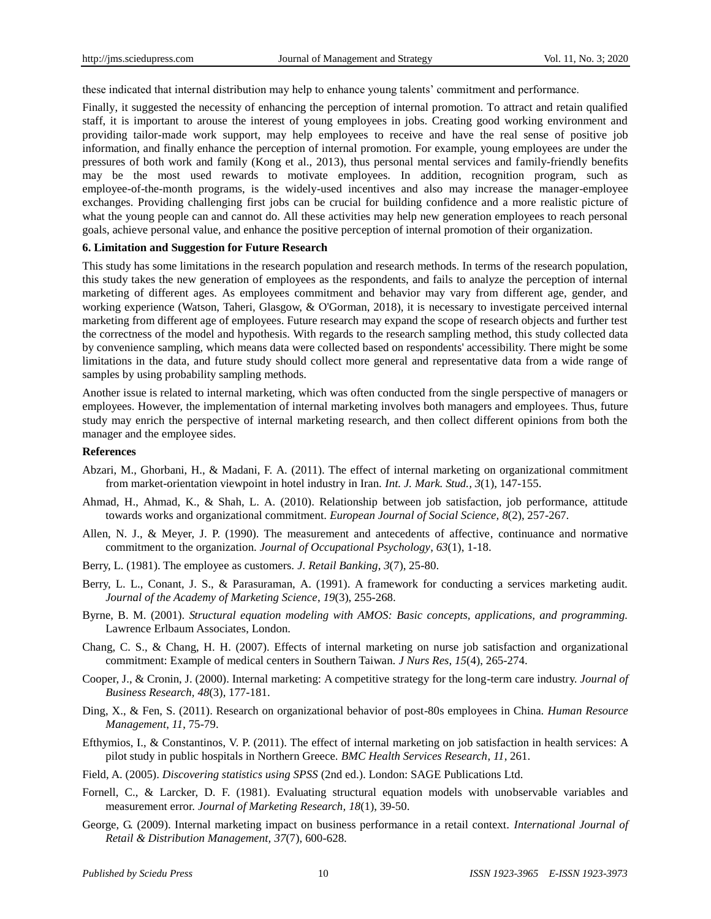these indicated that internal distribution may help to enhance young talents' commitment and performance.

Finally, it suggested the necessity of enhancing the perception of internal promotion. To attract and retain qualified staff, it is important to arouse the interest of young employees in jobs. Creating good working environment and providing tailor-made work support, may help employees to receive and have the real sense of positive job information, and finally enhance the perception of internal promotion. For example, young employees are under the pressures of both work and family (Kong et al., 2013), thus personal mental services and family-friendly benefits may be the most used rewards to motivate employees. In addition, recognition program, such as employee-of-the-month programs, is the widely-used incentives and also may increase the manager-employee exchanges. Providing challenging first jobs can be crucial for building confidence and a more realistic picture of what the young people can and cannot do. All these activities may help new generation employees to reach personal goals, achieve personal value, and enhance the positive perception of internal promotion of their organization.

## 6. Limitation and Suggestion for Future Research

This study has some limitations in the research population and research methods. In terms of the research population, this study takes the new generation of employees as the respondents, and fails to analyze the perception of internal marketing of different ages. As employees commitment and behavior may vary from different age, gender, and working experience (Watson, Taheri, Glasgow, & O'Gorman, 2018), it is necessary to investigate perceived internal marketing from different age of employees. Future research may expand the scope of research objects and further test the correctness of the model and hypothesis. With regards to the research sampling method, this study collected data by convenience sampling, which means data were collected based on respondents' accessibility. There might be some limitations in the data, and future study should collect more general and representative data from a wide range of samples by using probability sampling methods.

Another issue is related to internal marketing, which was often conducted from the single perspective of managers or employees. However, the implementation of internal marketing involves both managers and employees. Thus, future study may enrich the perspective of internal marketing research, and then collect different opinions from both the manager and the employee sides.

## References

Abzari, M., Ghorbani, H., & Madani, F. A. (2011). The effect of internal marketing on organizational commitment from market-orientation viewpoint in hotel industry in Iran. *Int. J. Mark. Stud., 3*(1), 147-155.

Ahmad, H., Ahmad, K., & Shah, L. A. (2010). Relationship between job satisfaction, job performance, attitude towards works and organizational commitment. *European Journal of Social Science, 8*(2), 257-267.

Allen, N. J., & Meyer, J. P. (1990). The measurement and antecedents of affective, continuance and normative commitment to the organization. *Journal of Occupational Psychology*, *63*(1), 1-18.

Berry, L. (1981). The employee as customers. *J. Retail Banking*, *3*(7), 25-80.

Berry, L. L., Conant, J. S., & Parasuraman, A. (1991). A framework for conducting a services marketing audit. *Journal of the Academy of Marketing Science*, *19*(3), 255-268.

Byrne, B. M. (2001). *Structural equation modeling with AMOS: Basic concepts, applications, and programming.* Lawrence Erlbaum Associates, London.

Chang, C. S., & Chang, H. H. (2007). Effects of internal marketing on nurse job satisfaction and organizational commitment: Example of medical centers in Southern Taiwan. *J Nurs Res*, *15*(4), 265-274.

Cooper, J., & Cronin, J. (2000). Internal marketing: A competitive strategy for the long-term care industry. *Journal of Business Research*, *48*(3), 177-181.

Ding, X., & Fen, S. (2011). Research on organizational behavior of post-80s employees in China. *Human Resource Management*, *11*, 75-79.

Efthymios, I., & Constantinos, V. P. (2011). The effect of internal marketing on job satisfaction in health services: A pilot study in public hospitals in Northern Greece. *BMC Health Services Research*, *11*, 261.

Field, A. (2005). *Discovering statistics using SPSS* (2nd ed.). London: SAGE Publications Ltd.

Fornell, C., & Larcker, D. F. (1981). Evaluating structural equation models with unobservable variables and measurement error. *Journal of Marketing Research, 18*(1), 39-50.

George, G. (2009). Internal marketing impact on business performance in a retail context. *International Journal of Retail & Distribution Management, 37*(7), 600-628.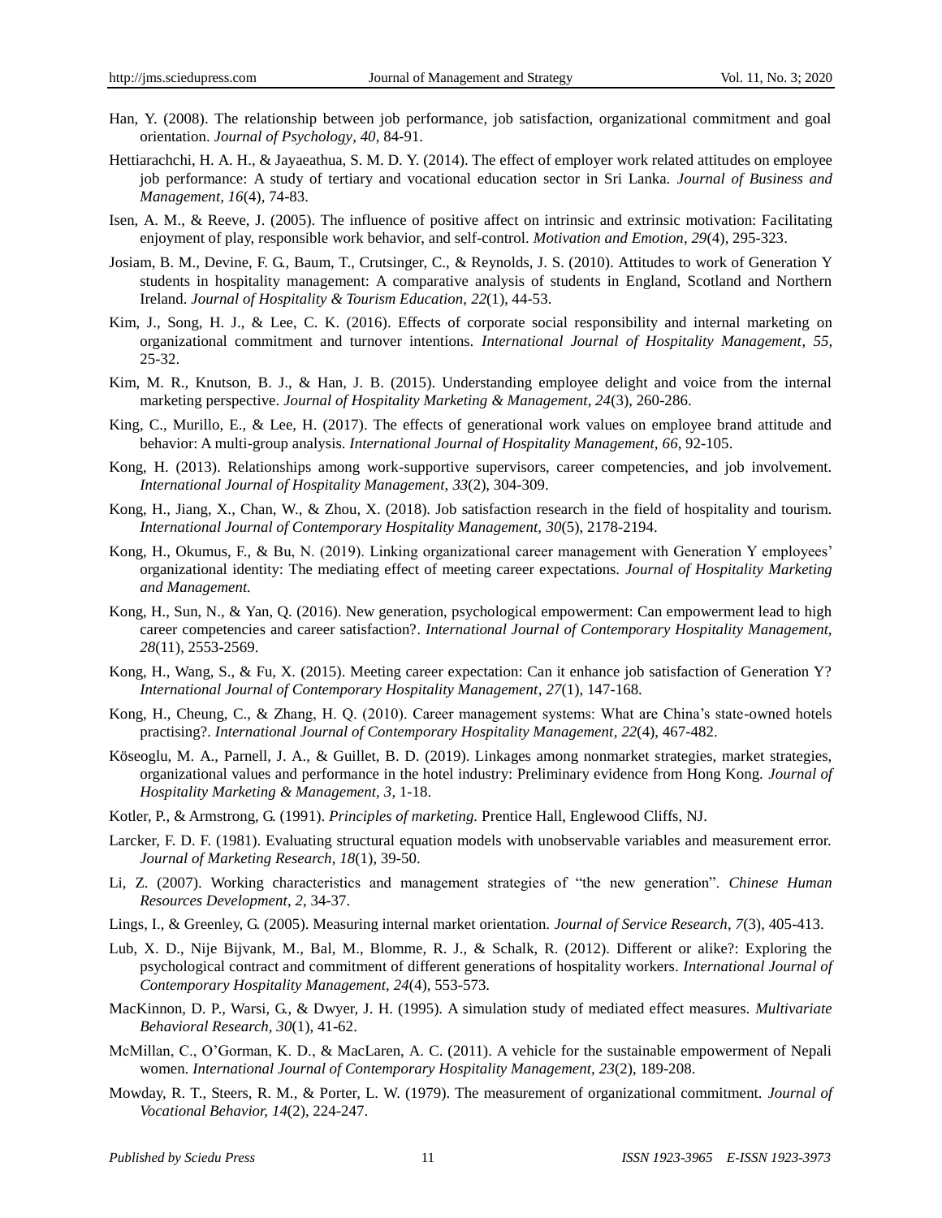Han, Y. (2008). The relationship between job performance, job satisfaction, organizational commitment and goal orientation. *Journal of Psychology*, *40*, 84-91.

Hettiarachchi, H. A. H., & Jayaeathua, S. M. D. Y. (2014). The effect of employer work related attitudes on employee job performance: A study of tertiary and vocational education sector in Sri Lanka. *Journal of Business and Management, 16*(4), 74-83.

Isen, A. M., & Reeve, J. (2005). The influence of positive affect on intrinsic and extrinsic motivation: Facilitating enjoyment of play, responsible work behavior, and self-control. *Motivation and Emotion*, *29*(4), 295-323.

Josiam, B. M., Devine, F. G., Baum, T., Crutsinger, C., & Reynolds, J. S. (2010). Attitudes to work of Generation Y students in hospitality management: A comparative analysis of students in England, Scotland and Northern Ireland. *Journal of Hospitality & Tourism Education, 22*(1), 44-53.

Kim, J., Song, H. J., & Lee, C. K. (2016). Effects of corporate social responsibility and internal marketing on organizational commitment and turnover intentions. *International Journal of Hospitality Management*, *55,* 25-32.

Kim, M. R., Knutson, B. J., & Han, J. B. (2015). Understanding employee delight and voice from the internal marketing perspective. *Journal of Hospitality Marketing & Management*, *24*(3), 260-286.

King, C., Murillo, E., & Lee, H. (2017). The effects of generational work values on employee brand attitude and behavior: A multi-group analysis. *International Journal of Hospitality Management*, *66*, 92-105.

Kong, H. (2013). Relationships among work-supportive supervisors, career competencies, and job involvement. *International Journal of Hospitality Management, 33*(2), 304-309.

Kong, H., Jiang, X., Chan, W., & Zhou, X. (2018). Job satisfaction research in the field of hospitality and tourism. *International Journal of Contemporary Hospitality Management, 30*(5), 2178-2194.

Kong, H., Okumus, F., & Bu, N. (2019). Linking organizational career management with Generation Y employees' organizational identity: The mediating effect of meeting career expectations. *Journal of Hospitality Marketing and Management.*

Kong, H., Sun, N., & Yan, Q. (2016). New generation, psychological empowerment: Can empowerment lead to high career competencies and career satisfaction?. *International Journal of Contemporary Hospitality Management, 28*(11), 2553-2569.

Kong, H., Wang, S., & Fu, X. (2015). Meeting career expectation: Can it enhance job satisfaction of Generation Y? *International Journal of Contemporary Hospitality Management*, *27*(1), 147-168.

Kong, H., Cheung, C., & Zhang, H. Q. (2010). Career management systems: What are China's state-owned hotels practising?. *International Journal of Contemporary Hospitality Management*, *22*(4), 467-482.

Köseoglu, M. A., Parnell, J. A., & Guillet, B. D. (2019). Linkages among nonmarket strategies, market strategies, organizational values and performance in the hotel industry: Preliminary evidence from Hong Kong. *Journal of Hospitality Marketing & Management*, *3*, 1-18.

Kotler, P., & Armstrong, G. (1991). *Principles of marketing.* Prentice Hall, Englewood Cliffs, NJ.

Larcker, F. D. F. (1981). Evaluating structural equation models with unobservable variables and measurement error. *Journal of Marketing Research*, *18*(1), 39-50.

Li, Z. (2007). Working characteristics and management strategies of "the new generation". *Chinese Human Resources Development*, *2*, 34-37.

Lings, I., & Greenley, G. (2005). Measuring internal market orientation. *Journal of Service Research*, *7*(3), 405-413.

Lub, X. D., Nije Bijvank, M., Bal, M., Blomme, R. J., & Schalk, R. (2012). Different or alike?: Exploring the psychological contract and commitment of different generations of hospitality workers. *International Journal of Contemporary Hospitality Management, 24*(4), 553-573.

MacKinnon, D. P., Warsi, G., & Dwyer, J. H. (1995). A simulation study of mediated effect measures. *Multivariate Behavioral Research*, *30*(1), 41-62.

McMillan, C., O'Gorman, K. D., & MacLaren, A. C. (2011). A vehicle for the sustainable empowerment of Nepali women. *International Journal of Contemporary Hospitality Management, 23*(2), 189-208.

Mowday, R. T., Steers, R. M., & Porter, L. W. (1979). The measurement of organizational commitment. *Journal of Vocational Behavior, 14*(2), 224-247.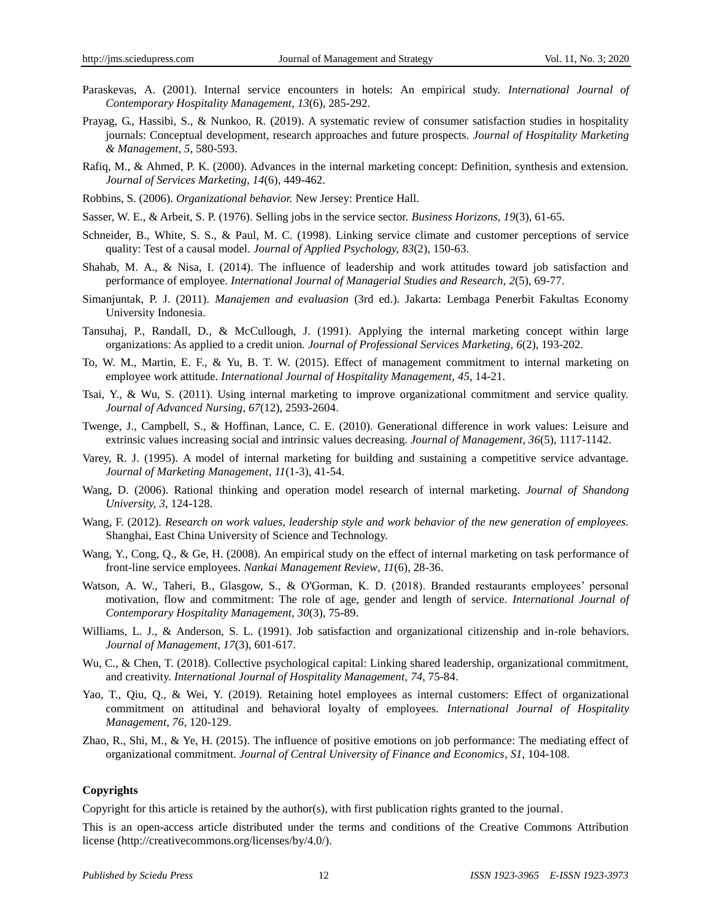Paraskevas, A. (2001). Internal service encounters in hotels: An empirical study. *International Journal of Contemporary Hospitality Management, 13*(6), 285-292.

Prayag, G., Hassibi, S., & Nunkoo, R. (2019). A systematic review of consumer satisfaction studies in hospitality journals: Conceptual development, research approaches and future prospects. *Journal of Hospitality Marketing & Management*, *5*, 580-593.

Rafiq, M., & Ahmed, P. K. (2000). Advances in the internal marketing concept: Definition, synthesis and extension. *Journal of Services Marketing, 14*(6), 449-462.

Robbins, S. (2006). *Organizational behavior.* New Jersey: Prentice Hall.

Sasser, W. E., & Arbeit, S. P. (1976). Selling jobs in the service sector. *Business Horizons, 19*(3), 61-65.

Schneider, B., White, S. S., & Paul, M. C. (1998). Linking service climate and customer perceptions of service quality: Test of a causal model. *Journal of Applied Psychology, 83*(2), 150-63.

Shahab, M. A., & Nisa, I. (2014). The influence of leadership and work attitudes toward job satisfaction and performance of employee. *International Journal of Managerial Studies and Research, 2*(5), 69-77.

Simanjuntak, P. J. (2011). *Manajemen and evaluasion* (3rd ed.). Jakarta: Lembaga Penerbit Fakultas Economy University Indonesia.

Tansuhaj, P., Randall, D., & McCullough, J. (1991). Applying the internal marketing concept within large organizations: As applied to a credit union. *Journal of Professional Services Marketing*, *6*(2), 193-202.

To, W. M., Martin, E. F., & Yu, B. T. W. (2015). Effect of management commitment to internal marketing on employee work attitude. *International Journal of Hospitality Management*, *45*, 14-21.

Tsai, Y., & Wu, S. (2011). Using internal marketing to improve organizational commitment and service quality. *Journal of Advanced Nursing*, *67*(12), 2593-2604.

Twenge, J., Campbell, S., & Hoffinan, Lance, C. E. (2010). Generational difference in work values: Leisure and extrinsic values increasing social and intrinsic values decreasing. *Journal of Management*, *36*(5), 1117-1142.

Varey, R. J. (1995). A model of internal marketing for building and sustaining a competitive service advantage. *Journal of Marketing Management*, *11*(1-3), 41-54.

Wang, D. (2006). Rational thinking and operation model research of internal marketing. *Journal of Shandong University, 3*, 124-128.

Wang, F. (2012). *Research on work values, leadership style and work behavior of the new generation of employees.* Shanghai, East China University of Science and Technology.

Wang, Y., Cong, Q., & Ge, H. (2008). An empirical study on the effect of internal marketing on task performance of front-line service employees. *Nankai Management Review*, *11*(6), 28-36.

Watson, A. W., Taheri, B., Glasgow, S., & O'Gorman, K. D. (2018). Branded restaurants employees' personal motivation, flow and commitment: The role of age, gender and length of service. *International Journal of Contemporary Hospitality Management, 30*(3), 75-89.

Williams, L. J., & Anderson, S. L. (1991). Job satisfaction and organizational citizenship and in-role behaviors. *Journal of Management*, *17*(3), 601-617.

Wu, C., & Chen, T. (2018). Collective psychological capital: Linking shared leadership, organizational commitment, and creativity. *International Journal of Hospitality Management, 74*, 75-84.

Yao, T., Qiu, Q., & Wei, Y. (2019). Retaining hotel employees as internal customers: Effect of organizational commitment on attitudinal and behavioral loyalty of employees. *International Journal of Hospitality Management*, *76*, 120-129.

Zhao, R., Shi, M., & Ye, H. (2015). The influence of positive emotions on job performance: The mediating effect of organizational commitment. *Journal of Central University of Finance and Economics*, *S1*, 104-108.

**Copyrights**

Copyright for this article is retained by the author(s), with first publication rights granted to the journal.

This is an open-access article distributed under the terms and conditions of the Creative Commons Attribution license (http://creativecommons.org/licenses/by/4.0/).